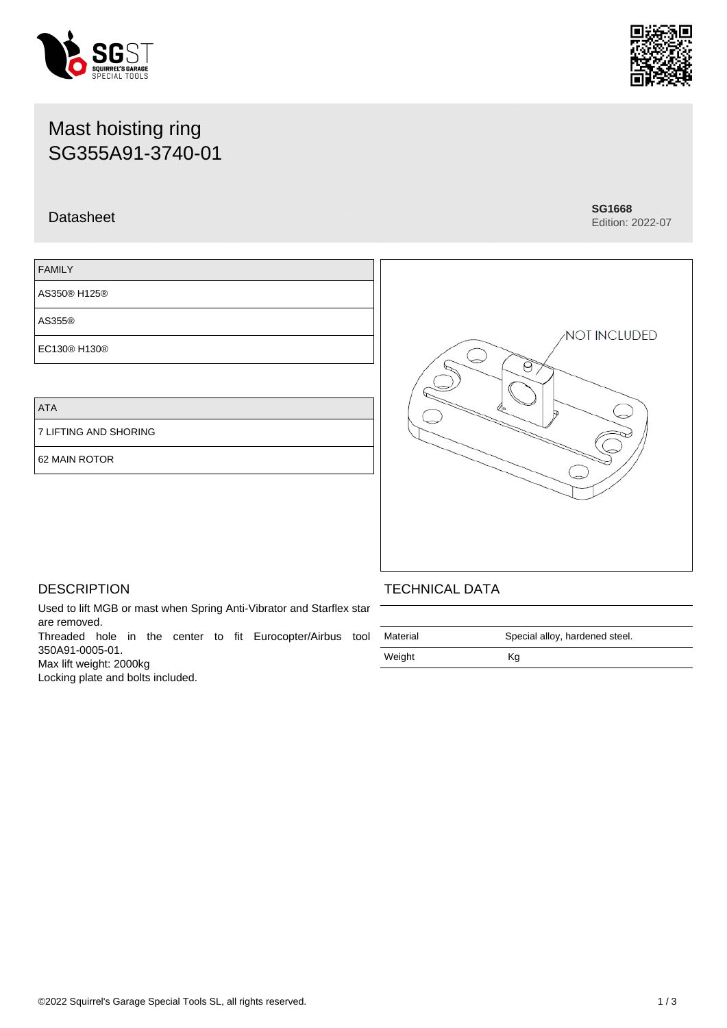# Mast hoisting ring
# SG355A91-3740-01

Datasheet

**SG1668**
Edition: 2022-07

| FAMILY |
|---|
| AS350® H125® |
| AS355® |
| EC130® H130® |

| ATA |
|---|
| 7 LIFTING AND SHORING |
| 62 MAIN ROTOR |

NOT INCLUDED

## DESCRIPTION

Used to lift MGB or mast when Spring Anti-Vibrator and Starflex star are removed.
Threaded hole in the center to fit Eurocopter/Airbus tool 350A91-0005-01.
Max lift weight: 2000kg
Locking plate and bolts included.

## TECHNICAL DATA

| | |
|---|---|
| Material | Special alloy, hardened steel. |
| Weight | Kg |

©2022 Squirrel's Garage Special Tools SL, all rights reserved.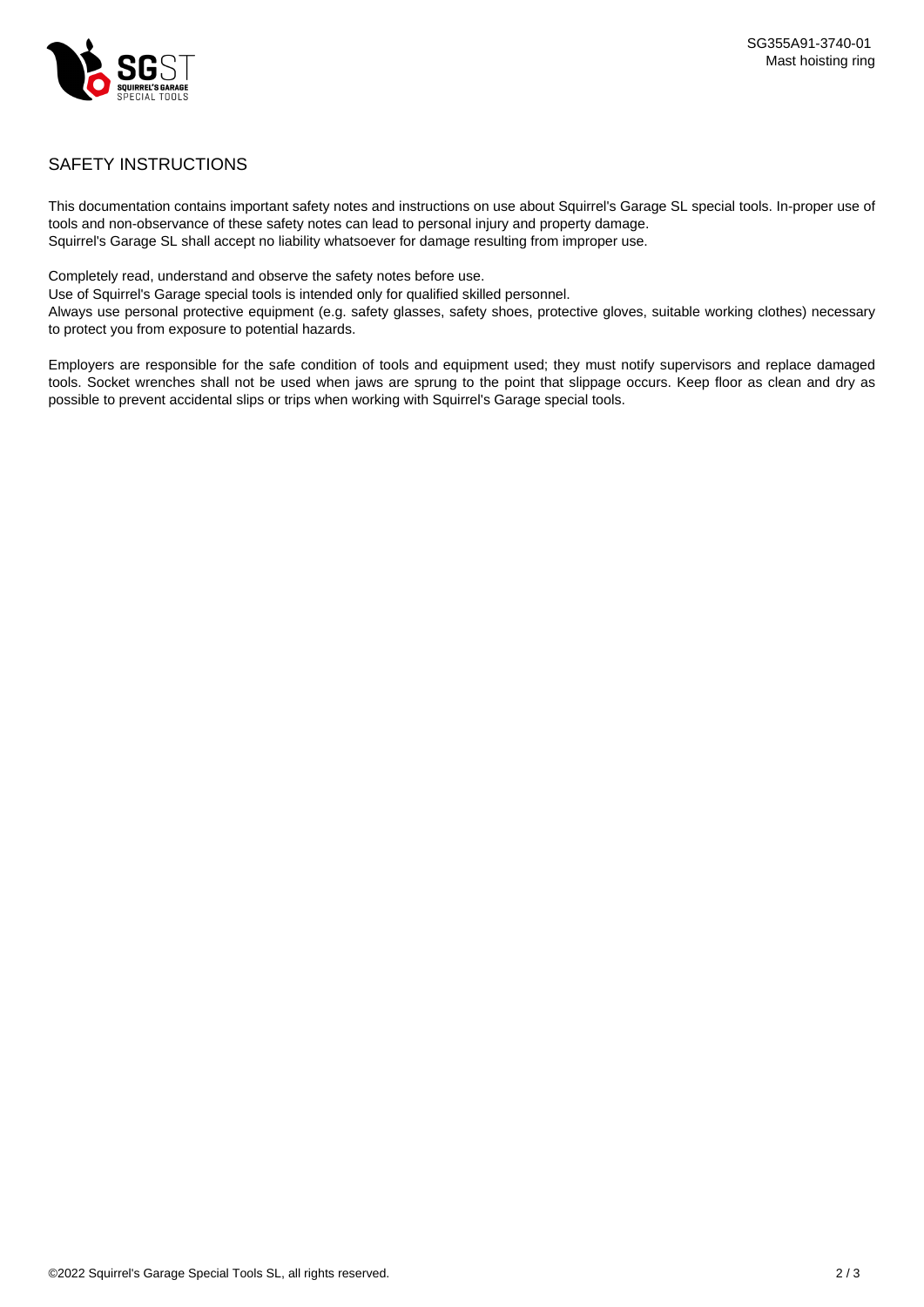## SAFETY INSTRUCTIONS

This documentation contains important safety notes and instructions on use about Squirrel's Garage SL special tools. In-proper use of tools and non-observance of these safety notes can lead to personal injury and property damage.
Squirrel's Garage SL shall accept no liability whatsoever for damage resulting from improper use.

Completely read, understand and observe the safety notes before use.
Use of Squirrel's Garage special tools is intended only for qualified skilled personnel.
Always use personal protective equipment (e.g. safety glasses, safety shoes, protective gloves, suitable working clothes) necessary to protect you from exposure to potential hazards.

Employers are responsible for the safe condition of tools and equipment used; they must notify supervisors and replace damaged tools. Socket wrenches shall not be used when jaws are sprung to the point that slippage occurs. Keep floor as clean and dry as possible to prevent accidental slips or trips when working with Squirrel's Garage special tools.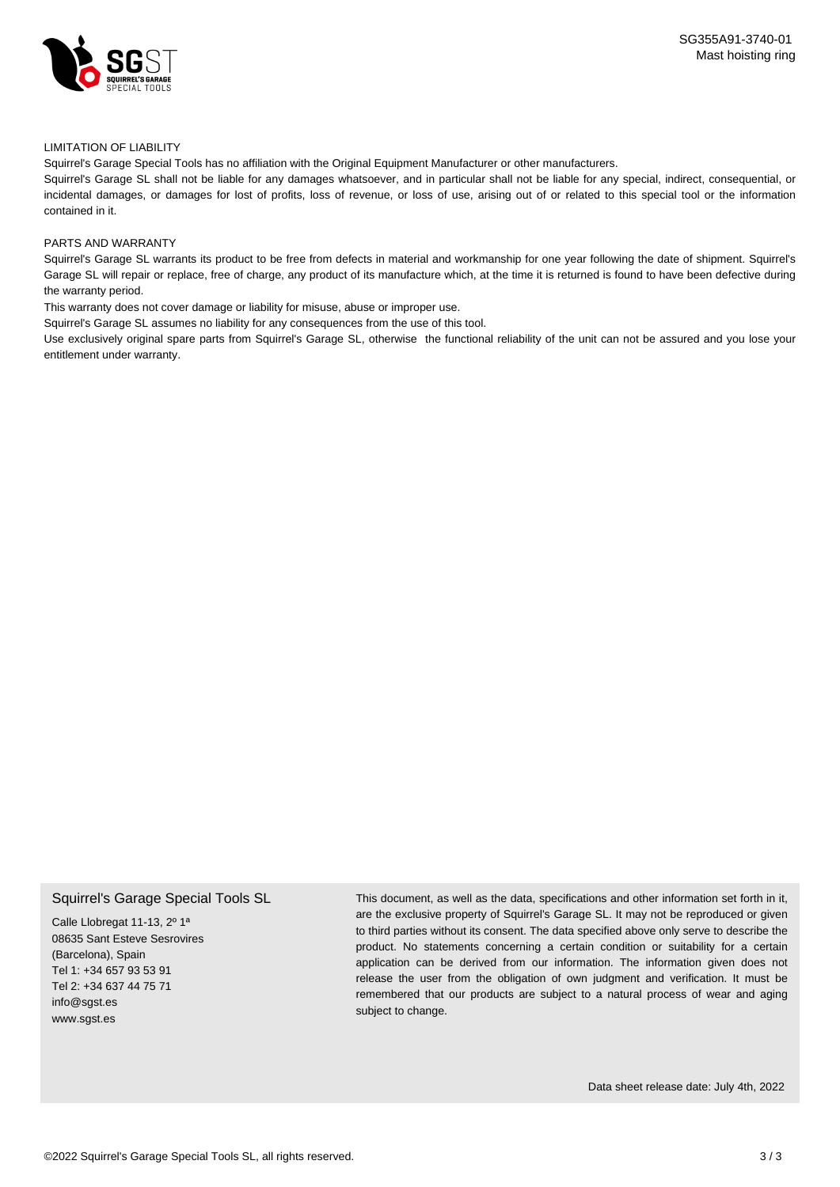## LIMITATION OF LIABILITY

Squirrel's Garage Special Tools has no affiliation with the Original Equipment Manufacturer or other manufacturers.

Squirrel's Garage SL shall not be liable for any damages whatsoever, and in particular shall not be liable for any special, indirect, consequential, or incidental damages, or damages for lost of profits, loss of revenue, or loss of use, arising out of or related to this special tool or the information contained in it.

## PARTS AND WARRANTY

Squirrel's Garage SL warrants its product to be free from defects in material and workmanship for one year following the date of shipment. Squirrel's Garage SL will repair or replace, free of charge, any product of its manufacture which, at the time it is returned is found to have been defective during the warranty period.

This warranty does not cover damage or liability for misuse, abuse or improper use.

Squirrel's Garage SL assumes no liability for any consequences from the use of this tool.

Use exclusively original spare parts from Squirrel's Garage SL, otherwise the functional reliability of the unit can not be assured and you lose your entitlement under warranty.

### Squirrel's Garage Special Tools SL

Calle Llobregat 11-13, 2º 1ª
08635 Sant Esteve Sesrovires
(Barcelona), Spain
Tel 1: +34 657 93 53 91
Tel 2: +34 637 44 75 71
info@sgst.es
www.sgst.es

This document, as well as the data, specifications and other information set forth in it, are the exclusive property of Squirrel's Garage SL. It may not be reproduced or given to third parties without its consent. The data specified above only serve to describe the product. No statements concerning a certain condition or suitability for a certain application can be derived from our information. The information given does not release the user from the obligation of own judgment and verification. It must be remembered that our products are subject to a natural process of wear and aging subject to change.

Data sheet release date: July 4th, 2022

©2022 Squirrel's Garage Special Tools SL, all rights reserved.